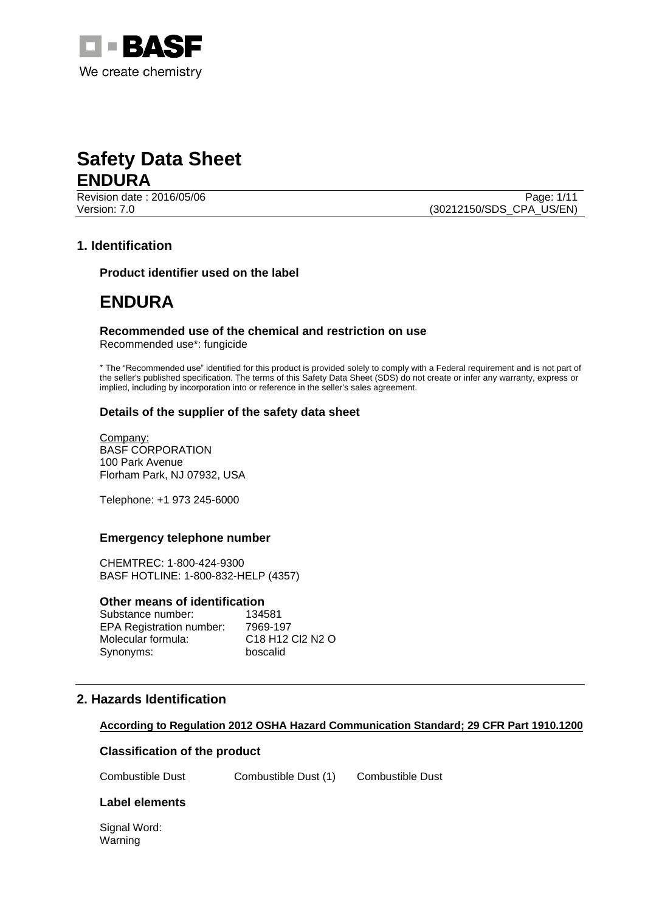BASF

We create chemistry

# Safety Data Sheet
# ENDURA

Revision date : 2016/05/06
Version: 7.0
(30212150/SDS_CPA_US/EN)

## 1. Identification

### Product identifier used on the label

## ENDURA

### Recommended use of the chemical and restriction on use

Recommended use*: fungicide

* The “Recommended use” identified for this product is provided solely to comply with a Federal requirement and is not part of the seller's published specification. The terms of this Safety Data Sheet (SDS) do not create or infer any warranty, express or implied, including by incorporation into or reference in the seller's sales agreement.

### Details of the supplier of the safety data sheet

Company:
BASF CORPORATION
100 Park Avenue
Florham Park, NJ 07932, USA

Telephone: +1 973 245-6000

### Emergency telephone number

CHEMTREC: 1-800-424-9300
BASF HOTLINE: 1-800-832-HELP (4357)

### Other means of identification

| | |
|---|---|
| Substance number: | 134581 |
| EPA Registration number: | 7969-197 |
| Molecular formula: | $C_{18}H_{12}Cl_2N_2O$ |
| Synonyms: | boscalid |

## 2. Hazards Identification

**According to Regulation 2012 OSHA Hazard Communication Standard; 29 CFR Part 1910.1200**

### Classification of the product

| | | |
|---|---|---|
| Combustible Dust | Combustible Dust (1) | Combustible Dust |

### Label elements

Signal Word:
Warning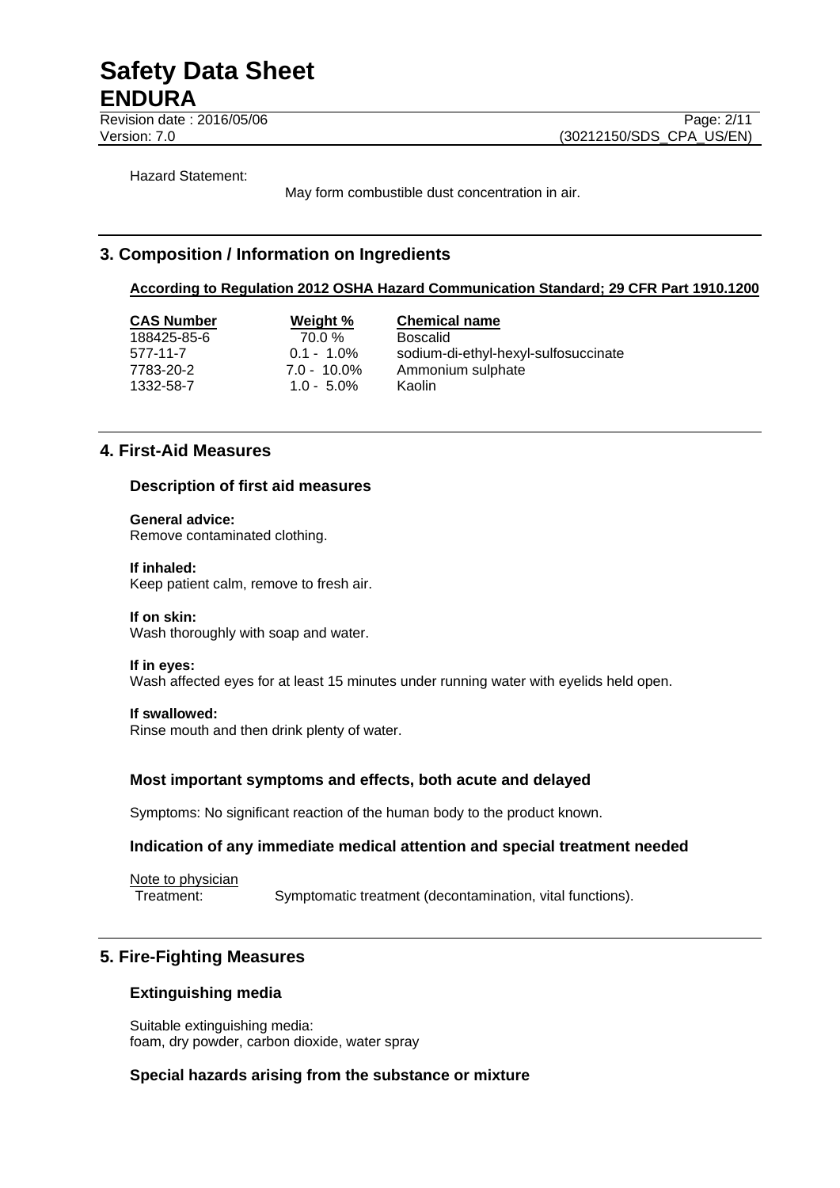Hazard Statement:

May form combustible dust concentration in air.

## 3. Composition / Information on Ingredients

**According to Regulation 2012 OSHA Hazard Communication Standard; 29 CFR Part 1910.1200**

| CAS Number | Weight % | Chemical name |
|---|---|---|
| 188425-85-6 | 70.0 % | Boscalid |
| 577-11-7 | 0.1 - 1.0% | sodium-di-ethyl-hexyl-sulfosuccinate |
| 7783-20-2 | 7.0 - 10.0% | Ammonium sulphate |
| 1332-58-7 | 1.0 - 5.0% | Kaolin |

## 4. First-Aid Measures

### Description of first aid measures

**General advice:**
Remove contaminated clothing.

**If inhaled:**
Keep patient calm, remove to fresh air.

**If on skin:**
Wash thoroughly with soap and water.

**If in eyes:**
Wash affected eyes for at least 15 minutes under running water with eyelids held open.

**If swallowed:**
Rinse mouth and then drink plenty of water.

### Most important symptoms and effects, both acute and delayed

Symptoms: No significant reaction of the human body to the product known.

### Indication of any immediate medical attention and special treatment needed

Note to physician

Treatment: Symptomatic treatment (decontamination, vital functions).

## 5. Fire-Fighting Measures

### Extinguishing media

Suitable extinguishing media:
foam, dry powder, carbon dioxide, water spray

### Special hazards arising from the substance or mixture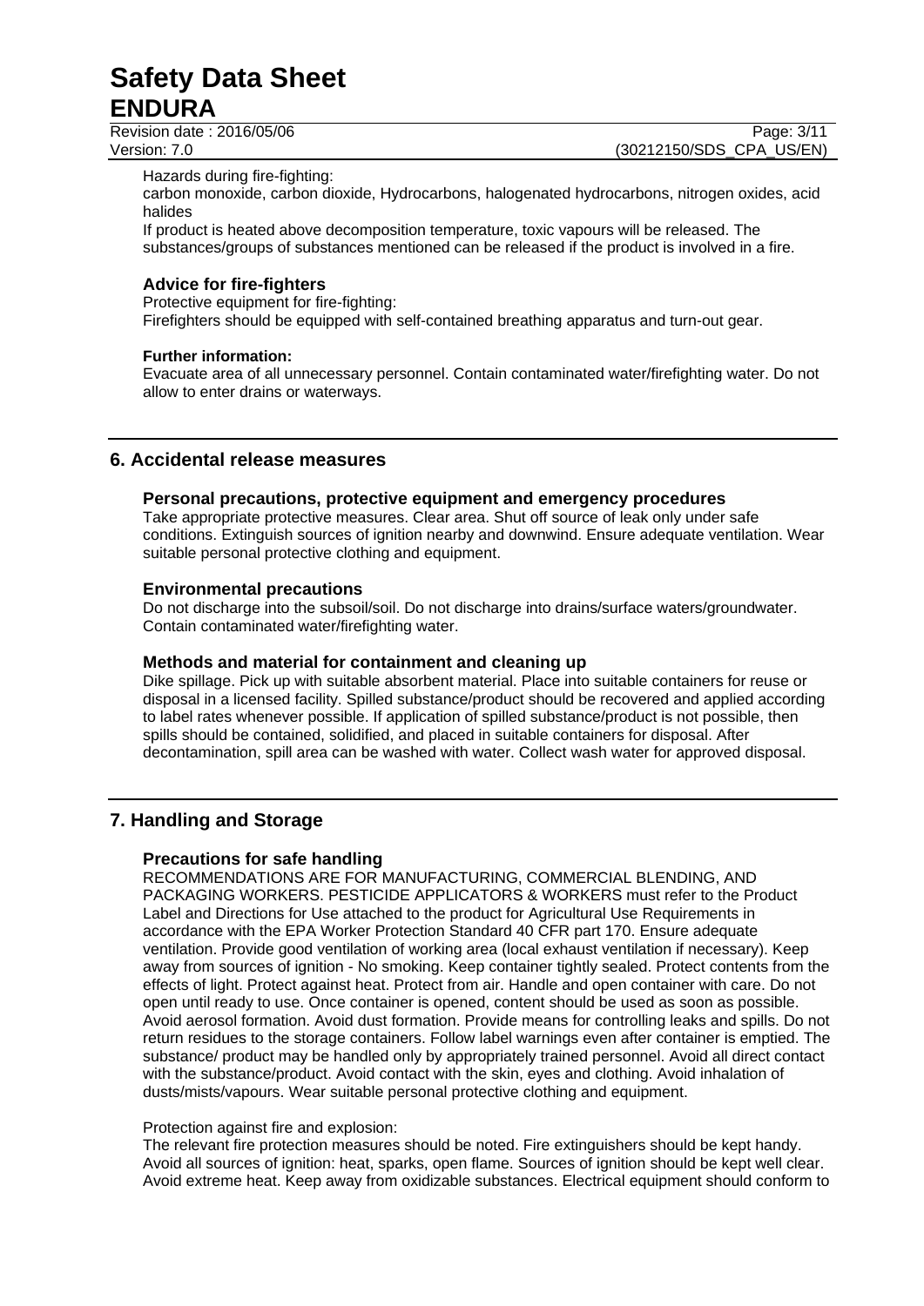Hazards during fire-fighting:

carbon monoxide, carbon dioxide, Hydrocarbons, halogenated hydrocarbons, nitrogen oxides, acid halides

If product is heated above decomposition temperature, toxic vapours will be released. The substances/groups of substances mentioned can be released if the product is involved in a fire.

### Advice for fire-fighters

Protective equipment for fire-fighting:

Firefighters should be equipped with self-contained breathing apparatus and turn-out gear.

**Further information:**

Evacuate area of all unnecessary personnel. Contain contaminated water/firefighting water. Do not allow to enter drains or waterways.

## 6. Accidental release measures

### Personal precautions, protective equipment and emergency procedures

Take appropriate protective measures. Clear area. Shut off source of leak only under safe conditions. Extinguish sources of ignition nearby and downwind. Ensure adequate ventilation. Wear suitable personal protective clothing and equipment.

### Environmental precautions

Do not discharge into the subsoil/soil. Do not discharge into drains/surface waters/groundwater. Contain contaminated water/firefighting water.

### Methods and material for containment and cleaning up

Dike spillage. Pick up with suitable absorbent material. Place into suitable containers for reuse or disposal in a licensed facility. Spilled substance/product should be recovered and applied according to label rates whenever possible. If application of spilled substance/product is not possible, then spills should be contained, solidified, and placed in suitable containers for disposal. After decontamination, spill area can be washed with water. Collect wash water for approved disposal.

## 7. Handling and Storage

### Precautions for safe handling

RECOMMENDATIONS ARE FOR MANUFACTURING, COMMERCIAL BLENDING, AND PACKAGING WORKERS. PESTICIDE APPLICATORS & WORKERS must refer to the Product Label and Directions for Use attached to the product for Agricultural Use Requirements in accordance with the EPA Worker Protection Standard 40 CFR part 170. Ensure adequate ventilation. Provide good ventilation of working area (local exhaust ventilation if necessary). Keep away from sources of ignition - No smoking. Keep container tightly sealed. Protect contents from the effects of light. Protect against heat. Protect from air. Handle and open container with care. Do not open until ready to use. Once container is opened, content should be used as soon as possible. Avoid aerosol formation. Avoid dust formation. Provide means for controlling leaks and spills. Do not return residues to the storage containers. Follow label warnings even after container is emptied. The substance/ product may be handled only by appropriately trained personnel. Avoid all direct contact with the substance/product. Avoid contact with the skin, eyes and clothing. Avoid inhalation of dusts/mists/vapours. Wear suitable personal protective clothing and equipment.

Protection against fire and explosion:

The relevant fire protection measures should be noted. Fire extinguishers should be kept handy. Avoid all sources of ignition: heat, sparks, open flame. Sources of ignition should be kept well clear. Avoid extreme heat. Keep away from oxidizable substances. Electrical equipment should conform to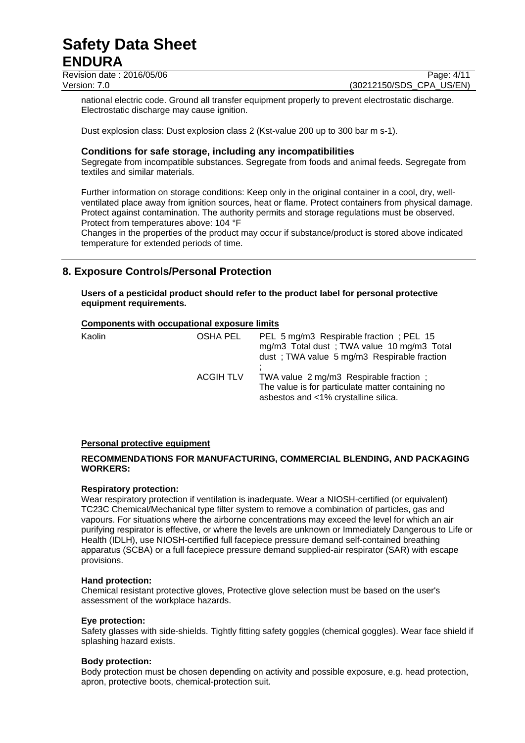national electric code. Ground all transfer equipment properly to prevent electrostatic discharge. Electrostatic discharge may cause ignition.

Dust explosion class: Dust explosion class 2 (Kst-value 200 up to 300 bar m s-1).

### Conditions for safe storage, including any incompatibilities

Segregate from incompatible substances. Segregate from foods and animal feeds. Segregate from textiles and similar materials.

Further information on storage conditions: Keep only in the original container in a cool, dry, well-ventilated place away from ignition sources, heat or flame. Protect containers from physical damage. Protect against contamination. The authority permits and storage regulations must be observed. Protect from temperatures above: 104 °F

Changes in the properties of the product may occur if substance/product is stored above indicated temperature for extended periods of time.

## 8. Exposure Controls/Personal Protection

**Users of a pesticidal product should refer to the product label for personal protective equipment requirements.**

**Components with occupational exposure limits**

| | | |
|---|---|---|
| Kaolin | OSHA PEL | PEL 5 mg/m3 Respirable fraction ; PEL 15 mg/m3 Total dust ; TWA value 10 mg/m3 Total dust ; TWA value 5 mg/m3 Respirable fraction ; |
| | ACGIH TLV | TWA value 2 mg/m3 Respirable fraction ; The value is for particulate matter containing no asbestos and <1% crystalline silica. |

**Personal protective equipment**

**RECOMMENDATIONS FOR MANUFACTURING, COMMERCIAL BLENDING, AND PACKAGING WORKERS:**

**Respiratory protection:**

Wear respiratory protection if ventilation is inadequate. Wear a NIOSH-certified (or equivalent) TC23C Chemical/Mechanical type filter system to remove a combination of particles, gas and vapours. For situations where the airborne concentrations may exceed the level for which an air purifying respirator is effective, or where the levels are unknown or Immediately Dangerous to Life or Health (IDLH), use NIOSH-certified full facepiece pressure demand self-contained breathing apparatus (SCBA) or a full facepiece pressure demand supplied-air respirator (SAR) with escape provisions.

**Hand protection:**

Chemical resistant protective gloves, Protective glove selection must be based on the user's assessment of the workplace hazards.

**Eye protection:**

Safety glasses with side-shields. Tightly fitting safety goggles (chemical goggles). Wear face shield if splashing hazard exists.

**Body protection:**

Body protection must be chosen depending on activity and possible exposure, e.g. head protection, apron, protective boots, chemical-protection suit.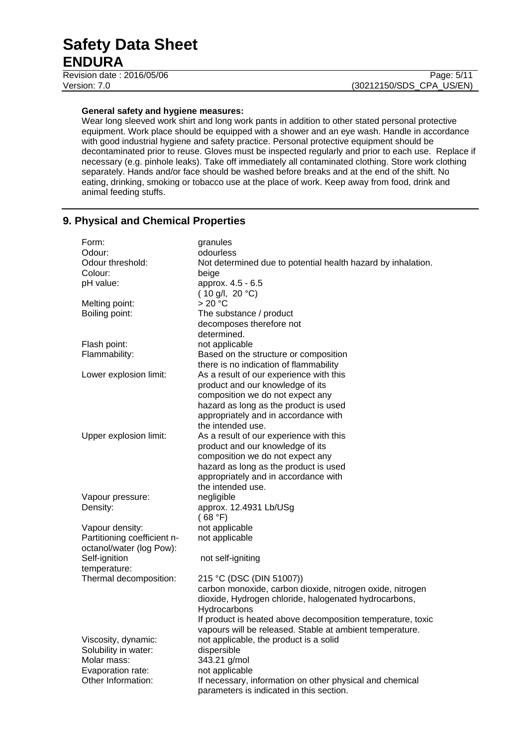**General safety and hygiene measures:**

Wear long sleeved work shirt and long work pants in addition to other stated personal protective equipment. Work place should be equipped with a shower and an eye wash. Handle in accordance with good industrial hygiene and safety practice. Personal protective equipment should be decontaminated prior to reuse. Gloves must be inspected regularly and prior to each use. Replace if necessary (e.g. pinhole leaks). Take off immediately all contaminated clothing. Store work clothing separately. Hands and/or face should be washed before breaks and at the end of the shift. No eating, drinking, smoking or tobacco use at the place of work. Keep away from food, drink and animal feeding stuffs.

## 9. Physical and Chemical Properties

| | |
|---|---|
| Form: | granules |
| Odour: | odourless |
| Odour threshold: | Not determined due to potential health hazard by inhalation. |
| Colour: | beige |
| pH value: | approx. 4.5 - 6.5 ( 10 g/l, 20 °C) |
| Melting point: | > 20 °C |
| Boiling point: | The substance / product decomposes therefore not determined. |
| Flash point: | not applicable |
| Flammability: | Based on the structure or composition there is no indication of flammability |
| Lower explosion limit: | As a result of our experience with this product and our knowledge of its composition we do not expect any hazard as long as the product is used appropriately and in accordance with the intended use. |
| Upper explosion limit: | As a result of our experience with this product and our knowledge of its composition we do not expect any hazard as long as the product is used appropriately and in accordance with the intended use. |
| Vapour pressure: | negligible |
| Density: | approx. 12.4931 Lb/USg ( 68 °F) |
| Vapour density: | not applicable |
| Partitioning coefficient n-octanol/water (log Pow): | not applicable |
| Self-ignition temperature: | not self-igniting |
| Thermal decomposition: | 215 °C (DSC (DIN 51007)) carbon monoxide, carbon dioxide, nitrogen oxide, nitrogen dioxide, Hydrogen chloride, halogenated hydrocarbons, Hydrocarbons If product is heated above decomposition temperature, toxic vapours will be released. Stable at ambient temperature. |
| Viscosity, dynamic: | not applicable, the product is a solid |
| Solubility in water: | dispersible |
| Molar mass: | 343.21 g/mol |
| Evaporation rate: | not applicable |
| Other Information: | If necessary, information on other physical and chemical parameters is indicated in this section. |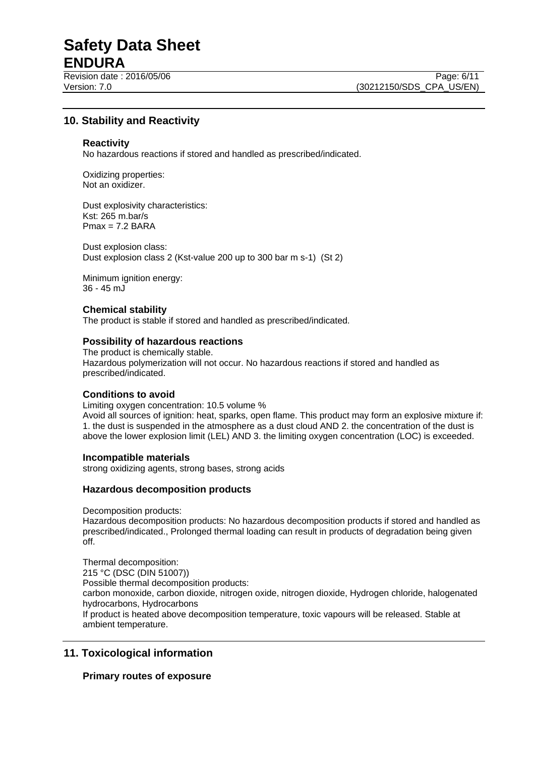## 10. Stability and Reactivity

### Reactivity

No hazardous reactions if stored and handled as prescribed/indicated.

Oxidizing properties:
Not an oxidizer.

Dust explosivity characteristics:
Kst: 265 m.bar/s
Pmax = 7.2 BARA

Dust explosion class:
Dust explosion class 2 (Kst-value 200 up to 300 bar m s-1) (St 2)

Minimum ignition energy:
36 - 45 mJ

### Chemical stability

The product is stable if stored and handled as prescribed/indicated.

### Possibility of hazardous reactions

The product is chemically stable.
Hazardous polymerization will not occur. No hazardous reactions if stored and handled as prescribed/indicated.

### Conditions to avoid

Limiting oxygen concentration: 10.5 volume %
Avoid all sources of ignition: heat, sparks, open flame. This product may form an explosive mixture if: 1. the dust is suspended in the atmosphere as a dust cloud AND 2. the concentration of the dust is above the lower explosion limit (LEL) AND 3. the limiting oxygen concentration (LOC) is exceeded.

### Incompatible materials

strong oxidizing agents, strong bases, strong acids

### Hazardous decomposition products

Decomposition products:
Hazardous decomposition products: No hazardous decomposition products if stored and handled as prescribed/indicated., Prolonged thermal loading can result in products of degradation being given off.

Thermal decomposition:
215 °C (DSC (DIN 51007))
Possible thermal decomposition products:
carbon monoxide, carbon dioxide, nitrogen oxide, nitrogen dioxide, Hydrogen chloride, halogenated hydrocarbons, Hydrocarbons
If product is heated above decomposition temperature, toxic vapours will be released. Stable at ambient temperature.

## 11. Toxicological information

### Primary routes of exposure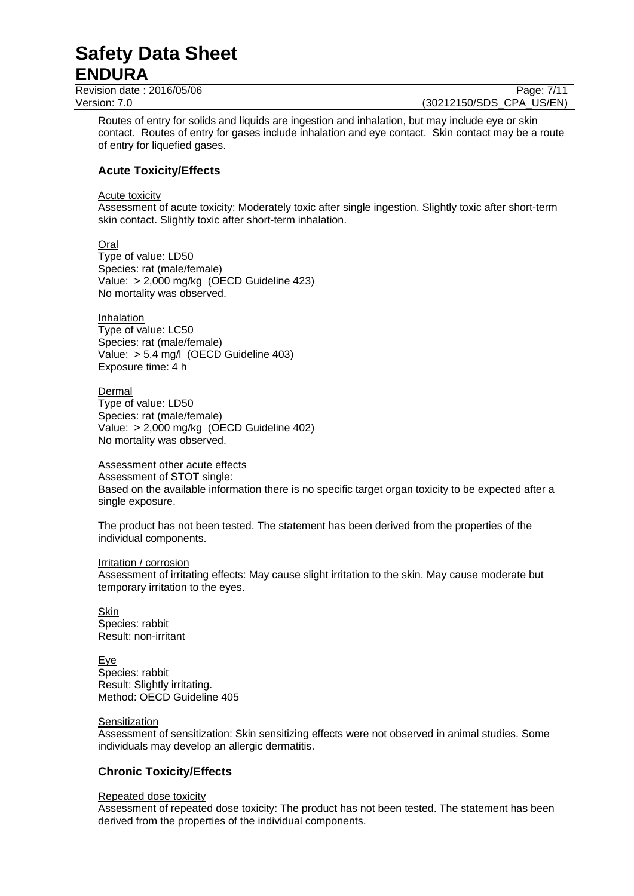Routes of entry for solids and liquids are ingestion and inhalation, but may include eye or skin contact. Routes of entry for gases include inhalation and eye contact. Skin contact may be a route of entry for liquefied gases.

### Acute Toxicity/Effects

Acute toxicity

Assessment of acute toxicity: Moderately toxic after single ingestion. Slightly toxic after short-term skin contact. Slightly toxic after short-term inhalation.

Oral

Type of value: LD50
Species: rat (male/female)
Value: > 2,000 mg/kg (OECD Guideline 423)
No mortality was observed.

Inhalation

Type of value: LC50
Species: rat (male/female)
Value: > 5.4 mg/l (OECD Guideline 403)
Exposure time: 4 h

Dermal

Type of value: LD50
Species: rat (male/female)
Value: > 2,000 mg/kg (OECD Guideline 402)
No mortality was observed.

Assessment other acute effects

Assessment of STOT single:
Based on the available information there is no specific target organ toxicity to be expected after a single exposure.

The product has not been tested. The statement has been derived from the properties of the individual components.

Irritation / corrosion

Assessment of irritating effects: May cause slight irritation to the skin. May cause moderate but temporary irritation to the eyes.

Skin

Species: rabbit
Result: non-irritant

Eye

Species: rabbit
Result: Slightly irritating.
Method: OECD Guideline 405

Sensitization

Assessment of sensitization: Skin sensitizing effects were not observed in animal studies. Some individuals may develop an allergic dermatitis.

### Chronic Toxicity/Effects

Repeated dose toxicity

Assessment of repeated dose toxicity: The product has not been tested. The statement has been derived from the properties of the individual components.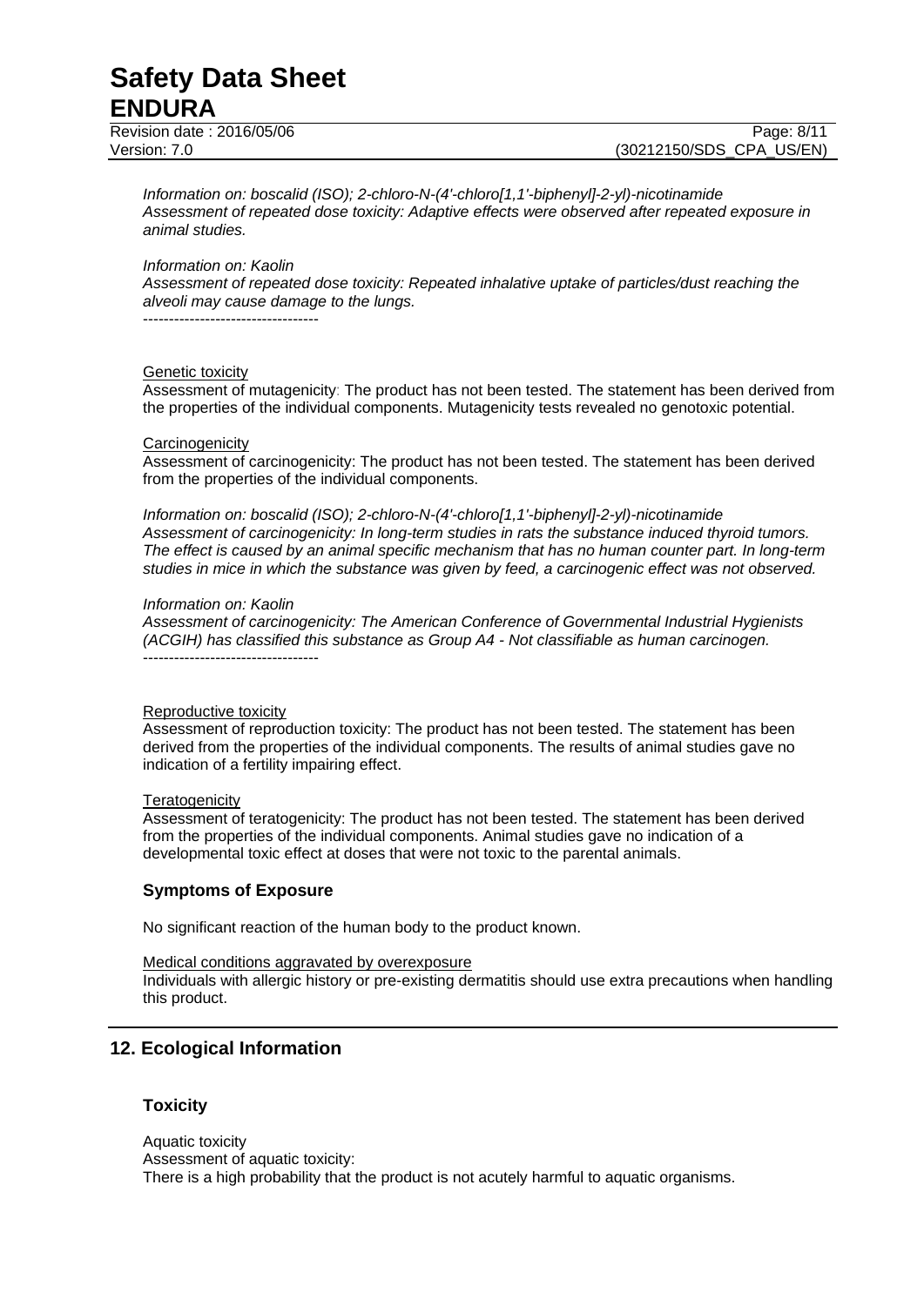*Information on: boscalid (ISO); 2-chloro-N-(4'-chloro[1,1'-biphenyl]-2-yl)-nicotinamide*
*Assessment of repeated dose toxicity: Adaptive effects were observed after repeated exposure in animal studies.*

*Information on: Kaolin*
*Assessment of repeated dose toxicity: Repeated inhalative uptake of particles/dust reaching the alveoli may cause damage to the lungs.*
----------------------------------

Genetic toxicity
Assessment of mutagenicity: The product has not been tested. The statement has been derived from the properties of the individual components. Mutagenicity tests revealed no genotoxic potential.

Carcinogenicity
Assessment of carcinogenicity: The product has not been tested. The statement has been derived from the properties of the individual components.

*Information on: boscalid (ISO); 2-chloro-N-(4'-chloro[1,1'-biphenyl]-2-yl)-nicotinamide*
*Assessment of carcinogenicity: In long-term studies in rats the substance induced thyroid tumors. The effect is caused by an animal specific mechanism that has no human counter part. In long-term studies in mice in which the substance was given by feed, a carcinogenic effect was not observed.*

*Information on: Kaolin*
*Assessment of carcinogenicity: The American Conference of Governmental Industrial Hygienists (ACGIH) has classified this substance as Group A4 - Not classifiable as human carcinogen.*
----------------------------------

Reproductive toxicity
Assessment of reproduction toxicity: The product has not been tested. The statement has been derived from the properties of the individual components. The results of animal studies gave no indication of a fertility impairing effect.

Teratogenicity
Assessment of teratogenicity: The product has not been tested. The statement has been derived from the properties of the individual components. Animal studies gave no indication of a developmental toxic effect at doses that were not toxic to the parental animals.

### Symptoms of Exposure

No significant reaction of the human body to the product known.

Medical conditions aggravated by overexposure
Individuals with allergic history or pre-existing dermatitis should use extra precautions when handling this product.

## 12. Ecological Information

### Toxicity

Aquatic toxicity
Assessment of aquatic toxicity:
There is a high probability that the product is not acutely harmful to aquatic organisms.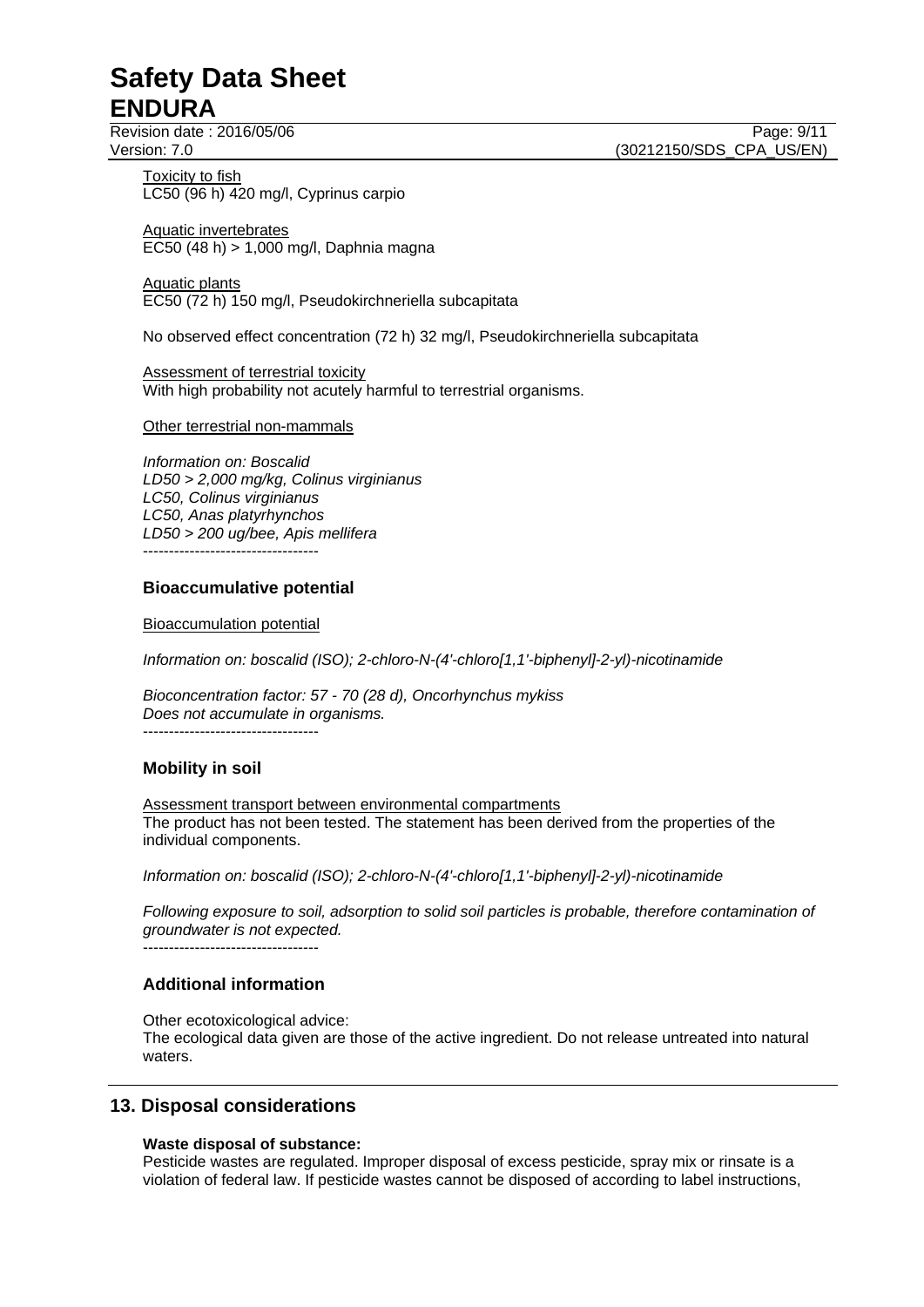Toxicity to fish
LC50 (96 h) 420 mg/l, Cyprinus carpio

Aquatic invertebrates
EC50 (48 h) > 1,000 mg/l, Daphnia magna

Aquatic plants
EC50 (72 h) 150 mg/l, Pseudokirchneriella subcapitata

No observed effect concentration (72 h) 32 mg/l, Pseudokirchneriella subcapitata

Assessment of terrestrial toxicity
With high probability not acutely harmful to terrestrial organisms.

Other terrestrial non-mammals

*Information on: Boscalid*
*LD50 > 2,000 mg/kg, Colinus virginianus*
*LC50, Colinus virginianus*
*LC50, Anas platyrhynchos*
*LD50 > 200 ug/bee, Apis mellifera*
----------------------------------

### Bioaccumulative potential

Bioaccumulation potential

*Information on: boscalid (ISO); 2-chloro-N-(4'-chloro[1,1'-biphenyl]-2-yl)-nicotinamide*

*Bioconcentration factor: 57 - 70 (28 d), Oncorhynchus mykiss*
*Does not accumulate in organisms.*
----------------------------------

### Mobility in soil

Assessment transport between environmental compartments
The product has not been tested. The statement has been derived from the properties of the individual components.

*Information on: boscalid (ISO); 2-chloro-N-(4'-chloro[1,1'-biphenyl]-2-yl)-nicotinamide*

*Following exposure to soil, adsorption to solid soil particles is probable, therefore contamination of groundwater is not expected.*
----------------------------------

### Additional information

Other ecotoxicological advice:
The ecological data given are those of the active ingredient. Do not release untreated into natural waters.

## 13. Disposal considerations

**Waste disposal of substance:**
Pesticide wastes are regulated. Improper disposal of excess pesticide, spray mix or rinsate is a violation of federal law. If pesticide wastes cannot be disposed of according to label instructions,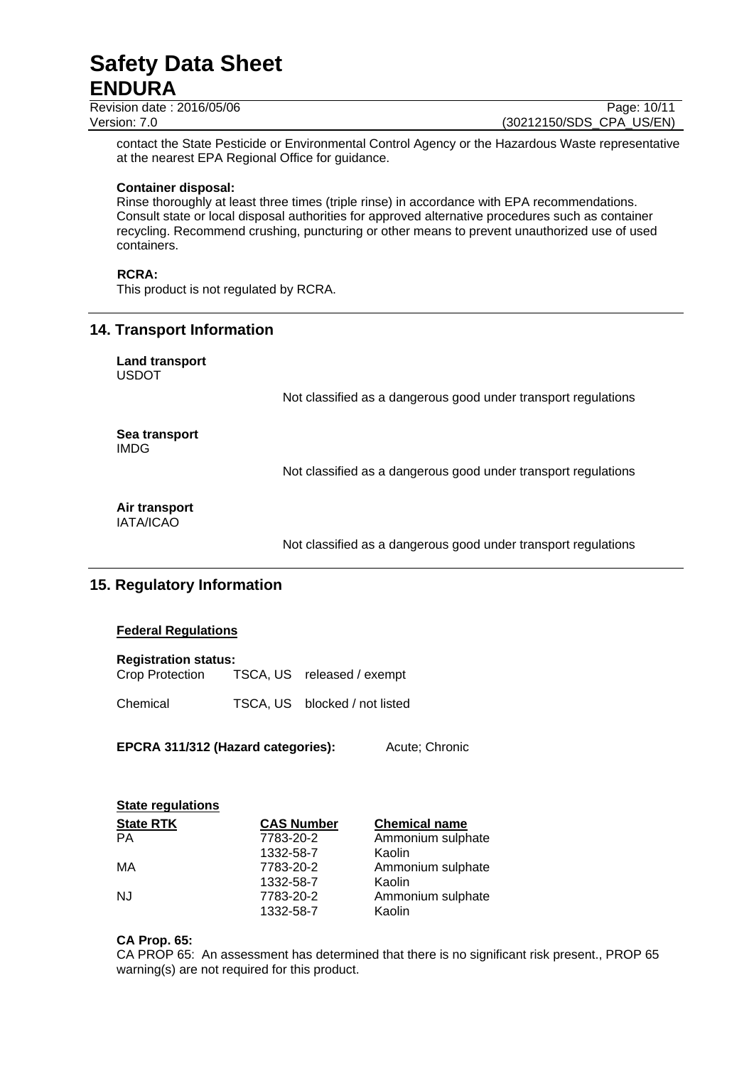contact the State Pesticide or Environmental Control Agency or the Hazardous Waste representative at the nearest EPA Regional Office for guidance.

**Container disposal:**
Rinse thoroughly at least three times (triple rinse) in accordance with EPA recommendations. Consult state or local disposal authorities for approved alternative procedures such as container recycling. Recommend crushing, puncturing or other means to prevent unauthorized use of used containers.

**RCRA:**
This product is not regulated by RCRA.

## 14. Transport Information

**Land transport**
USDOT

Not classified as a dangerous good under transport regulations

**Sea transport**
IMDG

Not classified as a dangerous good under transport regulations

**Air transport**
IATA/ICAO

Not classified as a dangerous good under transport regulations

## 15. Regulatory Information

**Federal Regulations**

**Registration status:**

| | | |
|---|---|---|
| Crop Protection | TSCA, US | released / exempt |
| Chemical | TSCA, US | blocked / not listed |

**EPCRA 311/312 (Hazard categories):** Acute; Chronic

**State regulations**

| State RTK | CAS Number | Chemical name |
|---|---|---|
| PA | 7783-20-2 | Ammonium sulphate |
| | 1332-58-7 | Kaolin |
| MA | 7783-20-2 | Ammonium sulphate |
| | 1332-58-7 | Kaolin |
| NJ | 7783-20-2 | Ammonium sulphate |
| | 1332-58-7 | Kaolin |

**CA Prop. 65:**
CA PROP 65: An assessment has determined that there is no significant risk present., PROP 65 warning(s) are not required for this product.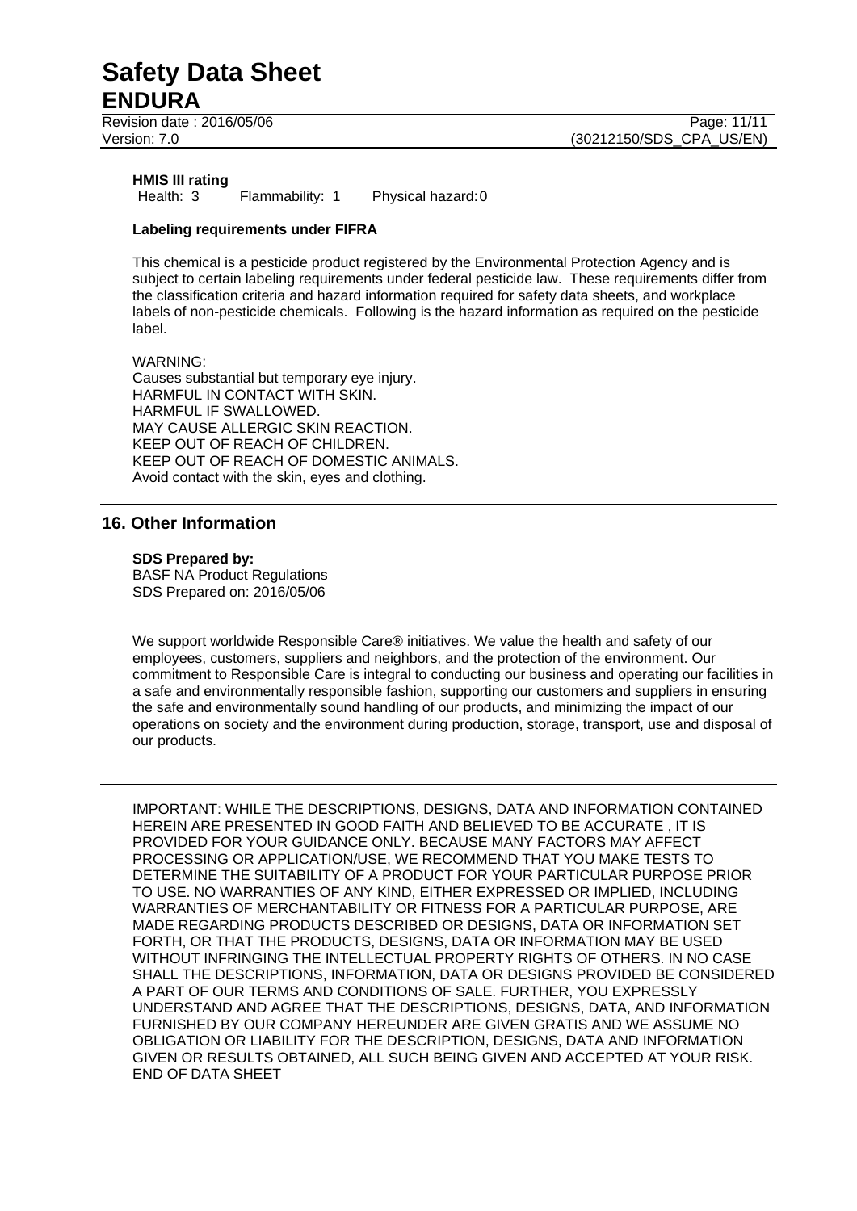**HMIS III rating**

Health: 3 Flammability: 1 Physical hazard: 0

**Labeling requirements under FIFRA**

This chemical is a pesticide product registered by the Environmental Protection Agency and is subject to certain labeling requirements under federal pesticide law. These requirements differ from the classification criteria and hazard information required for safety data sheets, and workplace labels of non-pesticide chemicals. Following is the hazard information as required on the pesticide label.

WARNING:
Causes substantial but temporary eye injury.
HARMFUL IN CONTACT WITH SKIN.
HARMFUL IF SWALLOWED.
MAY CAUSE ALLERGIC SKIN REACTION.
KEEP OUT OF REACH OF CHILDREN.
KEEP OUT OF REACH OF DOMESTIC ANIMALS.
Avoid contact with the skin, eyes and clothing.

## 16. Other Information

**SDS Prepared by:**
BASF NA Product Regulations
SDS Prepared on: 2016/05/06

We support worldwide Responsible Care® initiatives. We value the health and safety of our employees, customers, suppliers and neighbors, and the protection of the environment. Our commitment to Responsible Care is integral to conducting our business and operating our facilities in a safe and environmentally responsible fashion, supporting our customers and suppliers in ensuring the safe and environmentally sound handling of our products, and minimizing the impact of our operations on society and the environment during production, storage, transport, use and disposal of our products.

IMPORTANT: WHILE THE DESCRIPTIONS, DESIGNS, DATA AND INFORMATION CONTAINED HEREIN ARE PRESENTED IN GOOD FAITH AND BELIEVED TO BE ACCURATE , IT IS PROVIDED FOR YOUR GUIDANCE ONLY. BECAUSE MANY FACTORS MAY AFFECT PROCESSING OR APPLICATION/USE, WE RECOMMEND THAT YOU MAKE TESTS TO DETERMINE THE SUITABILITY OF A PRODUCT FOR YOUR PARTICULAR PURPOSE PRIOR TO USE. NO WARRANTIES OF ANY KIND, EITHER EXPRESSED OR IMPLIED, INCLUDING WARRANTIES OF MERCHANTABILITY OR FITNESS FOR A PARTICULAR PURPOSE, ARE MADE REGARDING PRODUCTS DESCRIBED OR DESIGNS, DATA OR INFORMATION SET FORTH, OR THAT THE PRODUCTS, DESIGNS, DATA OR INFORMATION MAY BE USED WITHOUT INFRINGING THE INTELLECTUAL PROPERTY RIGHTS OF OTHERS. IN NO CASE SHALL THE DESCRIPTIONS, INFORMATION, DATA OR DESIGNS PROVIDED BE CONSIDERED A PART OF OUR TERMS AND CONDITIONS OF SALE. FURTHER, YOU EXPRESSLY UNDERSTAND AND AGREE THAT THE DESCRIPTIONS, DESIGNS, DATA, AND INFORMATION FURNISHED BY OUR COMPANY HEREUNDER ARE GIVEN GRATIS AND WE ASSUME NO OBLIGATION OR LIABILITY FOR THE DESCRIPTION, DESIGNS, DATA AND INFORMATION GIVEN OR RESULTS OBTAINED, ALL SUCH BEING GIVEN AND ACCEPTED AT YOUR RISK.
END OF DATA SHEET